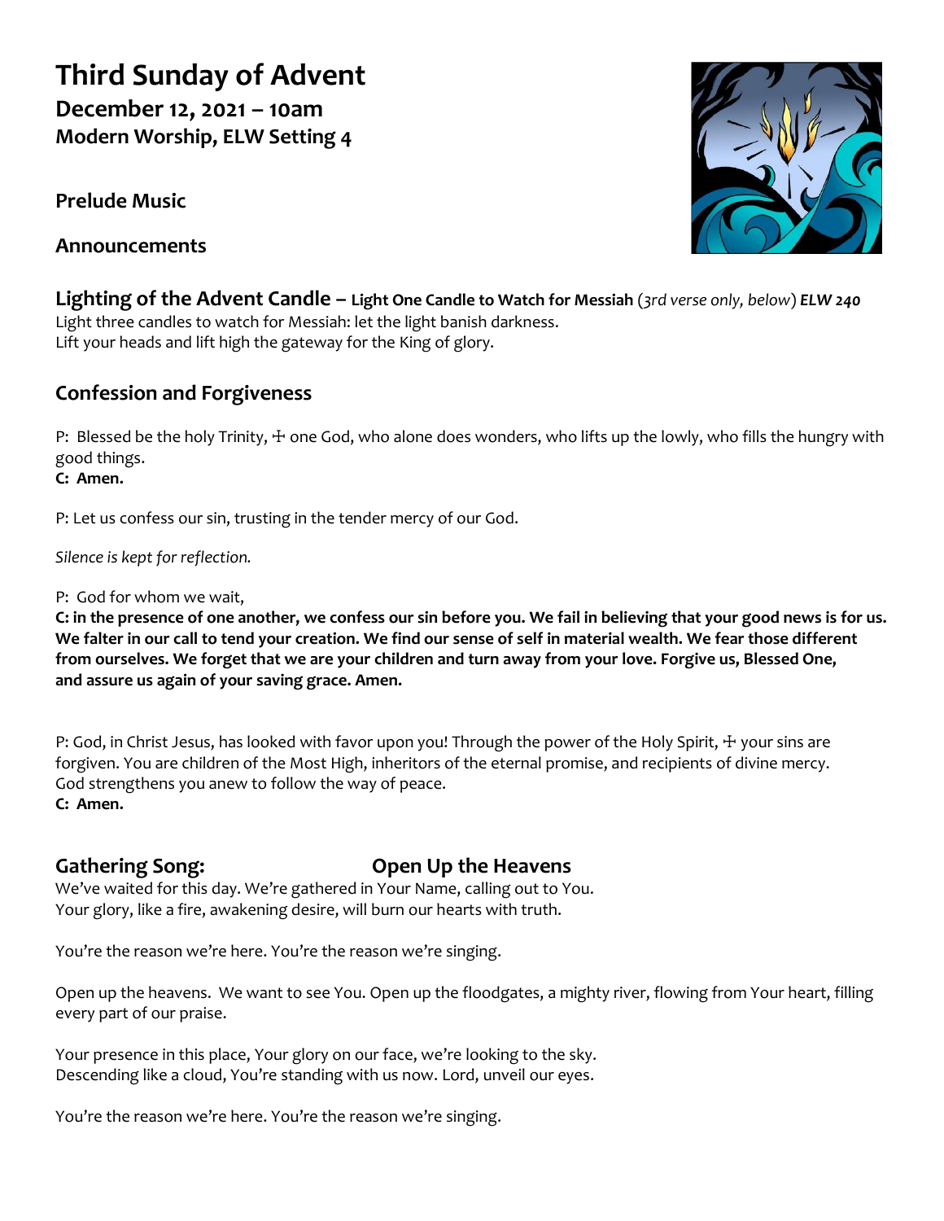# Third Sunday of Advent

**December 12, 2021 – 10am**
**Modern Worship, ELW Setting 4**

**Prelude Music**

**Announcements**

## Lighting of the Advent Candle – **Light One Candle to Watch for Messiah** (*3rd verse only, below*) ***ELW 240***

Light three candles to watch for Messiah: let the light banish darkness.
Lift your heads and lift high the gateway for the King of glory.

## Confession and Forgiveness

P: Blessed be the holy Trinity, ☩ one God, who alone does wonders, who lifts up the lowly, who fills the hungry with good things.
**C: Amen.**

P: Let us confess our sin, trusting in the tender mercy of our God.

*Silence is kept for reflection.*

P: God for whom we wait,
**C: in the presence of one another, we confess our sin before you. We fail in believing that your good news is for us. We falter in our call to tend your creation. We find our sense of self in material wealth. We fear those different from ourselves. We forget that we are your children and turn away from your love. Forgive us, Blessed One, and assure us again of your saving grace. Amen.**

P: God, in Christ Jesus, has looked with favor upon you! Through the power of the Holy Spirit, ☩ your sins are forgiven. You are children of the Most High, inheritors of the eternal promise, and recipients of divine mercy. God strengthens you anew to follow the way of peace.
**C: Amen.**

## Gathering Song: Open Up the Heavens

We've waited for this day. We're gathered in Your Name, calling out to You.
Your glory, like a fire, awakening desire, will burn our hearts with truth.

You're the reason we're here. You're the reason we're singing.

Open up the heavens. We want to see You. Open up the floodgates, a mighty river, flowing from Your heart, filling every part of our praise.

Your presence in this place, Your glory on our face, we're looking to the sky.
Descending like a cloud, You're standing with us now. Lord, unveil our eyes.

You're the reason we're here. You're the reason we're singing.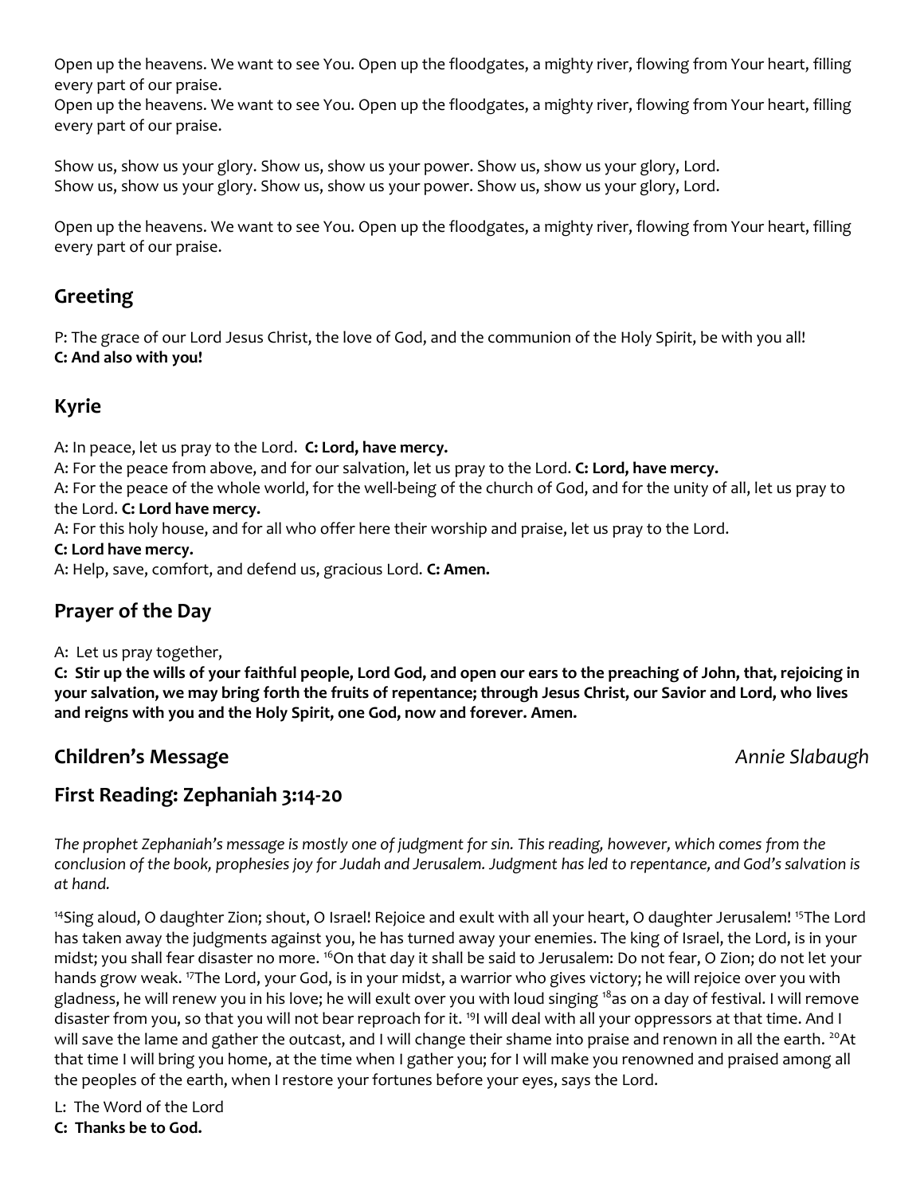Open up the heavens. We want to see You. Open up the floodgates, a mighty river, flowing from Your heart, filling every part of our praise.
Open up the heavens. We want to see You. Open up the floodgates, a mighty river, flowing from Your heart, filling every part of our praise.

Show us, show us your glory. Show us, show us your power. Show us, show us your glory, Lord.
Show us, show us your glory. Show us, show us your power. Show us, show us your glory, Lord.

Open up the heavens. We want to see You. Open up the floodgates, a mighty river, flowing from Your heart, filling every part of our praise.

## Greeting

P: The grace of our Lord Jesus Christ, the love of God, and the communion of the Holy Spirit, be with you all!
**C: And also with you!**

## Kyrie

A: In peace, let us pray to the Lord. **C: Lord, have mercy.**
A: For the peace from above, and for our salvation, let us pray to the Lord. **C: Lord, have mercy.**
A: For the peace of the whole world, for the well-being of the church of God, and for the unity of all, let us pray to the Lord. **C: Lord have mercy.**
A: For this holy house, and for all who offer here their worship and praise, let us pray to the Lord.
**C: Lord have mercy.**
A: Help, save, comfort, and defend us, gracious Lord. **C: Amen.**

## Prayer of the Day

A: Let us pray together,
**C: Stir up the wills of your faithful people, Lord God, and open our ears to the preaching of John, that, rejoicing in your salvation, we may bring forth the fruits of repentance; through Jesus Christ, our Savior and Lord, who lives and reigns with you and the Holy Spirit, one God, now and forever. Amen.**

## Children's Message *Annie Slabaugh*

## First Reading: Zephaniah 3:14-20

*The prophet Zephaniah's message is mostly one of judgment for sin. This reading, however, which comes from the conclusion of the book, prophesies joy for Judah and Jerusalem. Judgment has led to repentance, and God's salvation is at hand.*

[14]Sing aloud, O daughter Zion; shout, O Israel! Rejoice and exult with all your heart, O daughter Jerusalem! [15]The Lord has taken away the judgments against you, he has turned away your enemies. The king of Israel, the Lord, is in your midst; you shall fear disaster no more. [16]On that day it shall be said to Jerusalem: Do not fear, O Zion; do not let your hands grow weak. [17]The Lord, your God, is in your midst, a warrior who gives victory; he will rejoice over you with gladness, he will renew you in his love; he will exult over you with loud singing [18]as on a day of festival. I will remove disaster from you, so that you will not bear reproach for it. [19]I will deal with all your oppressors at that time. And I will save the lame and gather the outcast, and I will change their shame into praise and renown in all the earth. [20]At that time I will bring you home, at the time when I gather you; for I will make you renowned and praised among all the peoples of the earth, when I restore your fortunes before your eyes, says the Lord.

L: The Word of the Lord
**C: Thanks be to God.**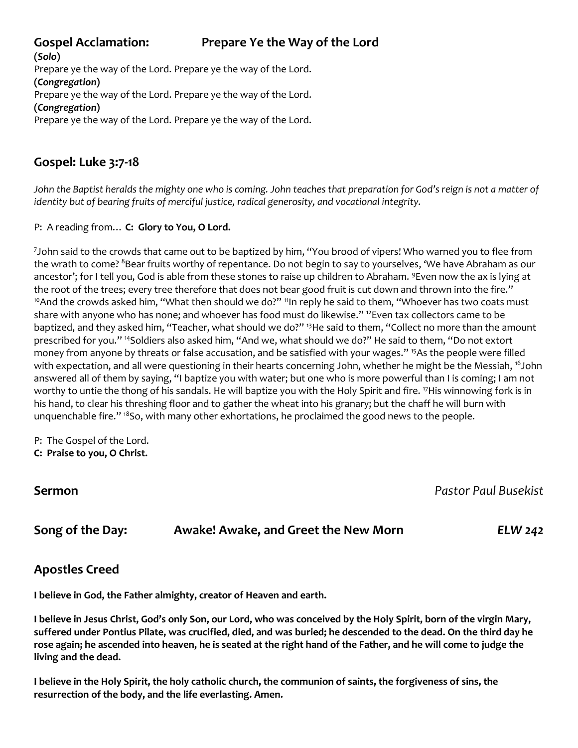## Gospel Acclamation: Prepare Ye the Way of the Lord

(*Solo*)
Prepare ye the way of the Lord. Prepare ye the way of the Lord.
(*Congregation*)
Prepare ye the way of the Lord. Prepare ye the way of the Lord.
(*Congregation*)
Prepare ye the way of the Lord. Prepare ye the way of the Lord.

## Gospel: Luke 3:7-18

*John the Baptist heralds the mighty one who is coming. John teaches that preparation for God's reign is not a matter of identity but of bearing fruits of merciful justice, radical generosity, and vocational integrity.*

P: A reading from… **C: Glory to You, O Lord.**

[7]John said to the crowds that came out to be baptized by him, "You brood of vipers! Who warned you to flee from the wrath to come? [8]Bear fruits worthy of repentance. Do not begin to say to yourselves, 'We have Abraham as our ancestor'; for I tell you, God is able from these stones to raise up children to Abraham. [9]Even now the ax is lying at the root of the trees; every tree therefore that does not bear good fruit is cut down and thrown into the fire." [10]And the crowds asked him, "What then should we do?" [11]In reply he said to them, "Whoever has two coats must share with anyone who has none; and whoever has food must do likewise." [12]Even tax collectors came to be baptized, and they asked him, "Teacher, what should we do?" [13]He said to them, "Collect no more than the amount prescribed for you." [14]Soldiers also asked him, "And we, what should we do?" He said to them, "Do not extort money from anyone by threats or false accusation, and be satisfied with your wages." [15]As the people were filled with expectation, and all were questioning in their hearts concerning John, whether he might be the Messiah, [16]John answered all of them by saying, "I baptize you with water; but one who is more powerful than I is coming; I am not worthy to untie the thong of his sandals. He will baptize you with the Holy Spirit and fire. [17]His winnowing fork is in his hand, to clear his threshing floor and to gather the wheat into his granary; but the chaff he will burn with unquenchable fire." [18]So, with many other exhortations, he proclaimed the good news to the people.

P: The Gospel of the Lord.
**C: Praise to you, O Christ.**

## Sermon *Pastor Paul Busekist*

## Song of the Day: Awake! Awake, and Greet the New Morn *ELW 242*

## Apostles Creed

**I believe in God, the Father almighty, creator of Heaven and earth.**

**I believe in Jesus Christ, God's only Son, our Lord, who was conceived by the Holy Spirit, born of the virgin Mary, suffered under Pontius Pilate, was crucified, died, and was buried; he descended to the dead. On the third day he rose again; he ascended into heaven, he is seated at the right hand of the Father, and he will come to judge the living and the dead.**

**I believe in the Holy Spirit, the holy catholic church, the communion of saints, the forgiveness of sins, the resurrection of the body, and the life everlasting. Amen.**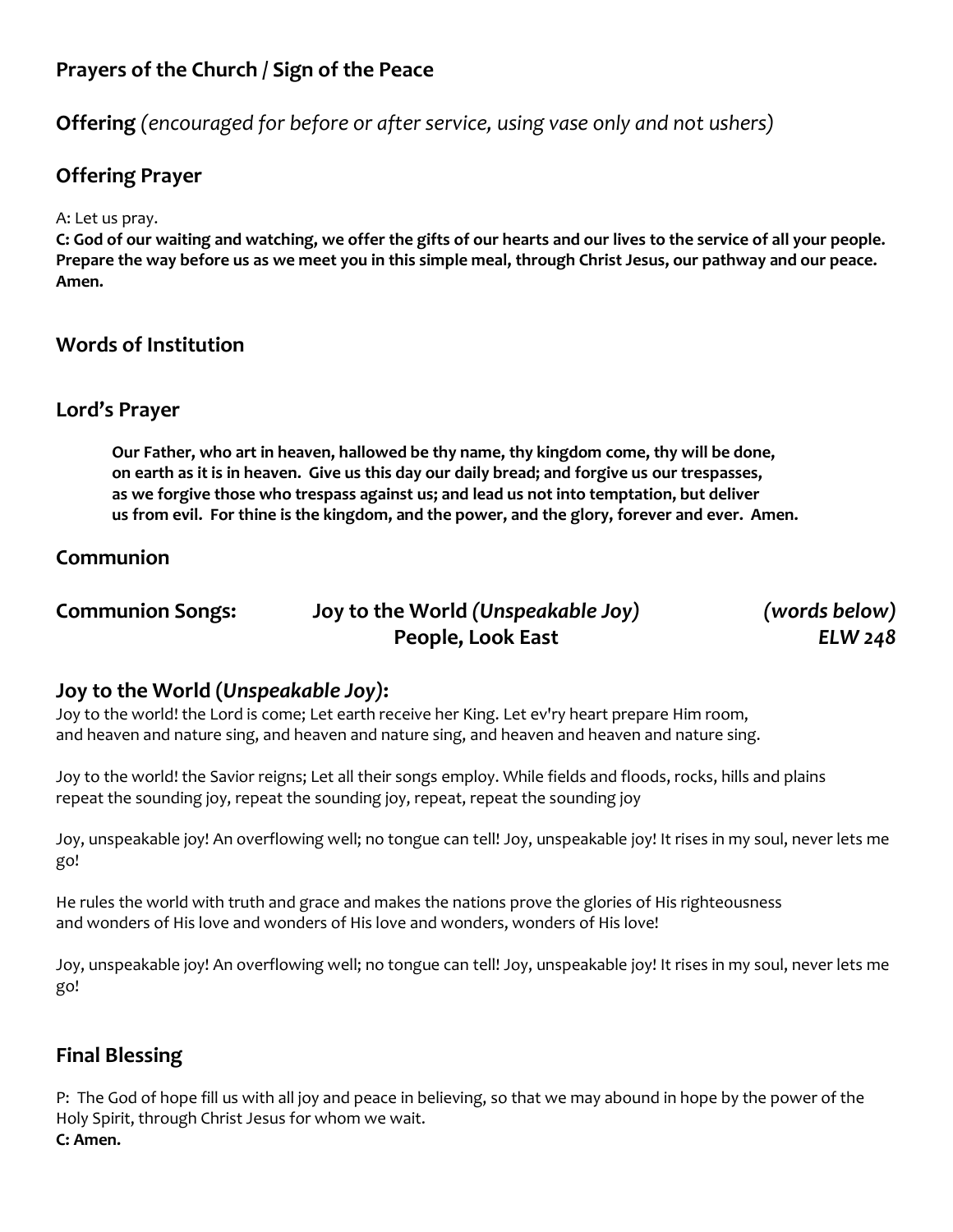## Prayers of the Church / Sign of the Peace

## Offering *(encouraged for before or after service, using vase only and not ushers)*

## Offering Prayer

A: Let us pray.

**C: God of our waiting and watching, we offer the gifts of our hearts and our lives to the service of all your people. Prepare the way before us as we meet you in this simple meal, through Christ Jesus, our pathway and our peace. Amen.**

## Words of Institution

## Lord's Prayer

> **Our Father, who art in heaven, hallowed be thy name, thy kingdom come, thy will be done, on earth as it is in heaven. Give us this day our daily bread; and forgive us our trespasses, as we forgive those who trespass against us; and lead us not into temptation, but deliver us from evil. For thine is the kingdom, and the power, and the glory, forever and ever. Amen.**

## Communion

| **Communion Songs:** | **Joy to the World *(Unspeakable Joy)*** | *(words below)* |
|---|---|---|
| | **People, Look East** | *ELW 248* |

## Joy to the World (*Unspeakable Joy)*:

Joy to the world! the Lord is come; Let earth receive her King. Let ev'ry heart prepare Him room, and heaven and nature sing, and heaven and nature sing, and heaven and heaven and nature sing.

Joy to the world! the Savior reigns; Let all their songs employ. While fields and floods, rocks, hills and plains repeat the sounding joy, repeat the sounding joy, repeat, repeat the sounding joy

Joy, unspeakable joy! An overflowing well; no tongue can tell! Joy, unspeakable joy! It rises in my soul, never lets me go!

He rules the world with truth and grace and makes the nations prove the glories of His righteousness and wonders of His love and wonders of His love and wonders, wonders of His love!

Joy, unspeakable joy! An overflowing well; no tongue can tell! Joy, unspeakable joy! It rises in my soul, never lets me go!

## Final Blessing

P: The God of hope fill us with all joy and peace in believing, so that we may abound in hope by the power of the Holy Spirit, through Christ Jesus for whom we wait.

**C: Amen.**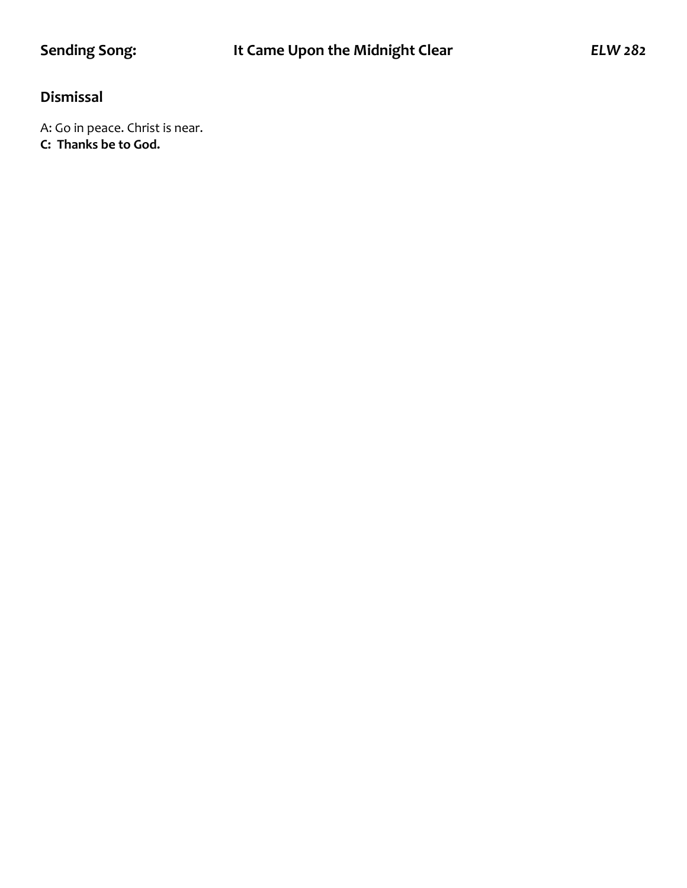**Sending Song:** **It Came Upon the Midnight Clear** ***ELW 282***

**Dismissal**

A: Go in peace. Christ is near.
**C: Thanks be to God.**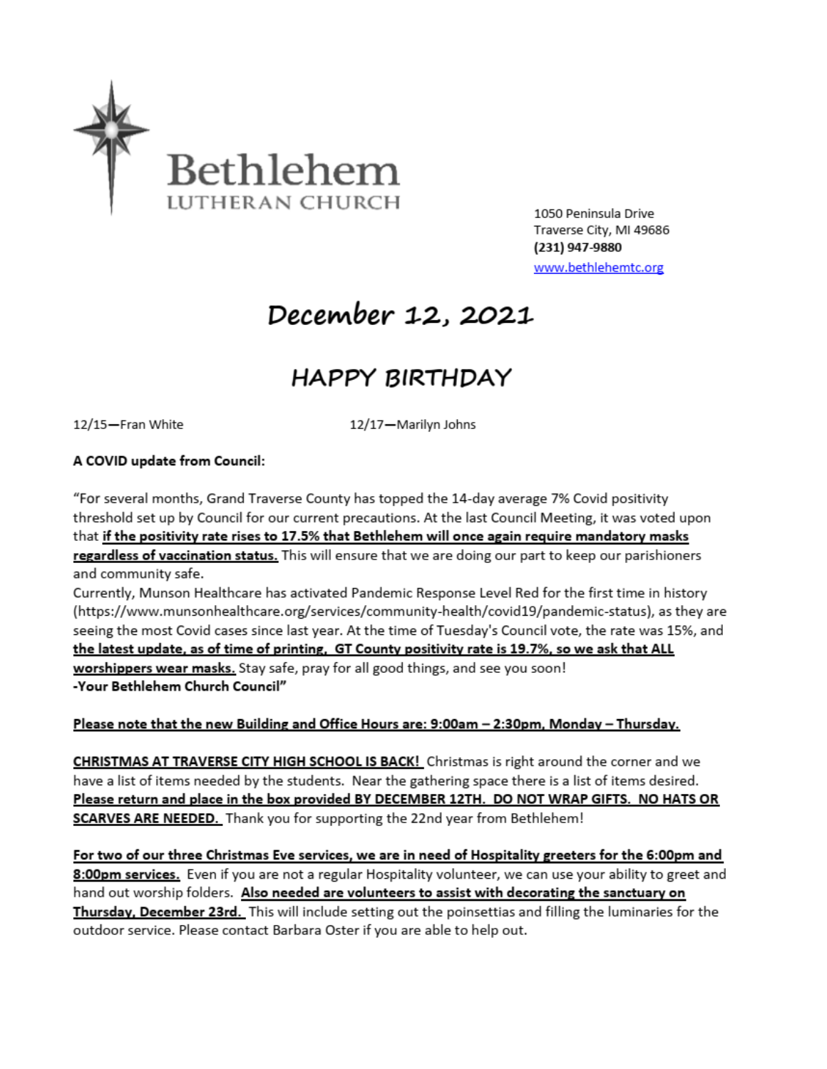# Bethlehem
LUTHERAN CHURCH

1050 Peninsula Drive
Traverse City, MI 49686
**(231) 947-9880**
www.bethlehemtc.org

# December 12, 2021

## HAPPY BIRTHDAY

12/15—Fran White

12/17—Marilyn Johns

**A COVID update from Council:**

"For several months, Grand Traverse County has topped the 14-day average 7% Covid positivity threshold set up by Council for our current precautions. At the last Council Meeting, it was voted upon that **if the positivity rate rises to 17.5% that Bethlehem will once again require mandatory masks regardless of vaccination status.** This will ensure that we are doing our part to keep our parishioners and community safe.
Currently, Munson Healthcare has activated Pandemic Response Level Red for the first time in history (https://www.munsonhealthcare.org/services/community-health/covid19/pandemic-status), as they are seeing the most Covid cases since last year. At the time of Tuesday's Council vote, the rate was 15%, and **the latest update, as of time of printing, GT County positivity rate is 19.7%, so we ask that ALL worshippers wear masks.** Stay safe, pray for all good things, and see you soon!
**-Your Bethlehem Church Council"**

**Please note that the new Building and Office Hours are: 9:00am – 2:30pm, Monday – Thursday.**

**CHRISTMAS AT TRAVERSE CITY HIGH SCHOOL IS BACK!** Christmas is right around the corner and we have a list of items needed by the students. Near the gathering space there is a list of items desired. **Please return and place in the box provided BY DECEMBER 12TH. DO NOT WRAP GIFTS. NO HATS OR SCARVES ARE NEEDED.** Thank you for supporting the 22nd year from Bethlehem!

**For two of our three Christmas Eve services, we are in need of Hospitality greeters for the 6:00pm and 8:00pm services.** Even if you are not a regular Hospitality volunteer, we can use your ability to greet and hand out worship folders. **Also needed are volunteers to assist with decorating the sanctuary on Thursday, December 23rd.** This will include setting out the poinsettias and filling the luminaries for the outdoor service. Please contact Barbara Oster if you are able to help out.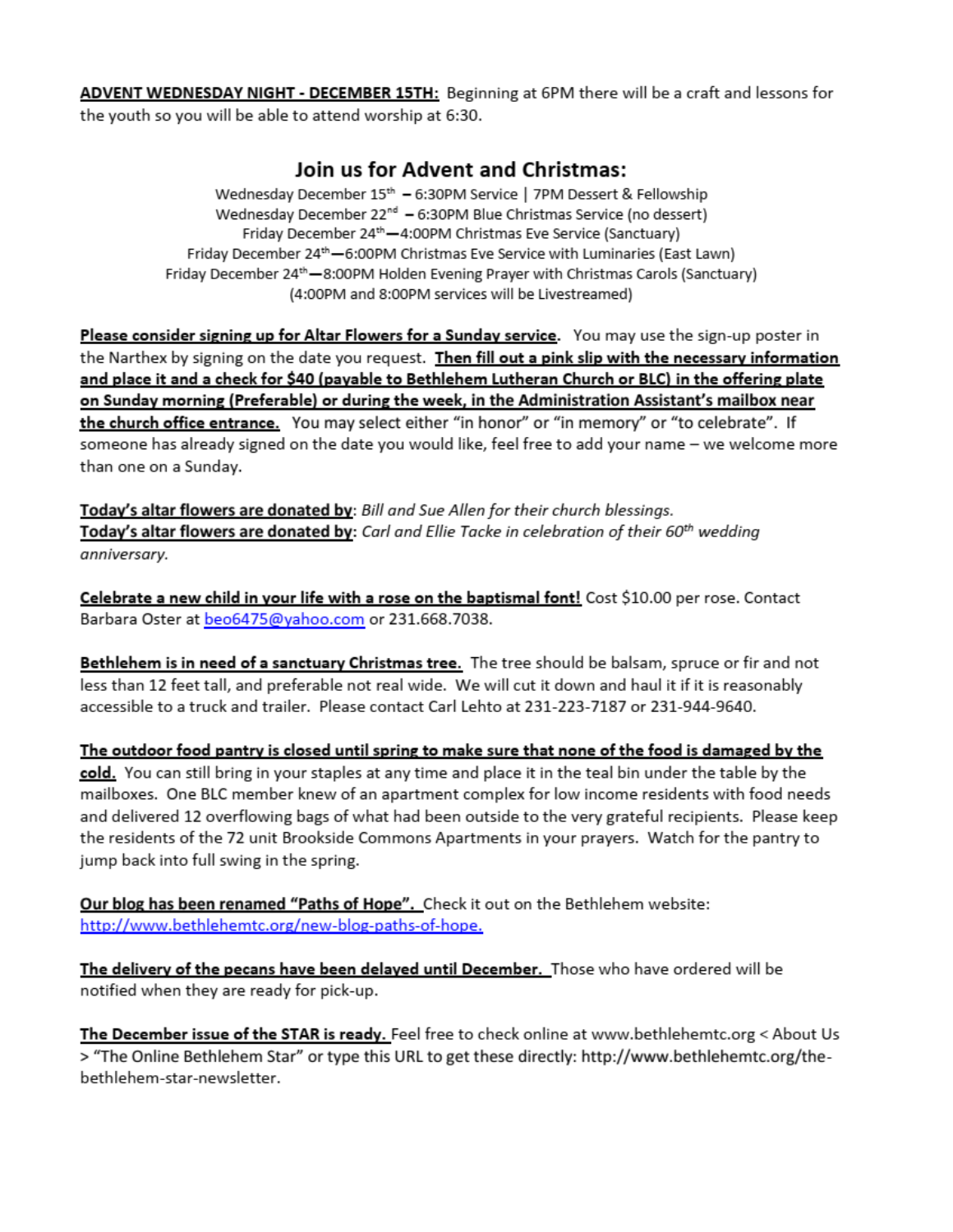**ADVENT WEDNESDAY NIGHT - DECEMBER 15TH:** Beginning at 6PM there will be a craft and lessons for the youth so you will be able to attend worship at 6:30.

## Join us for Advent and Christmas:

Wednesday December 15th – 6:30PM Service | 7PM Dessert & Fellowship
Wednesday December 22nd – 6:30PM Blue Christmas Service (no dessert)
Friday December 24th—4:00PM Christmas Eve Service (Sanctuary)
Friday December 24th—6:00PM Christmas Eve Service with Luminaries (East Lawn)
Friday December 24th—8:00PM Holden Evening Prayer with Christmas Carols (Sanctuary)
(4:00PM and 8:00PM services will be Livestreamed)

**Please consider signing up for Altar Flowers for a Sunday service.** You may use the sign-up poster in the Narthex by signing on the date you request. **Then fill out a pink slip with the necessary information and place it and a check for $40 (payable to Bethlehem Lutheran Church or BLC) in the offering plate on Sunday morning (Preferable) or during the week, in the Administration Assistant's mailbox near the church office entrance.** You may select either "in honor" or "in memory" or "to celebrate". If someone has already signed on the date you would like, feel free to add your name – we welcome more than one on a Sunday.

**Today's altar flowers are donated by**: *Bill and Sue Allen for their church blessings.*
**Today's altar flowers are donated by**: *Carl and Ellie Tacke in celebration of their 60th wedding anniversary.*

**Celebrate a new child in your life with a rose on the baptismal font!** Cost $10.00 per rose. Contact Barbara Oster at beo6475@yahoo.com or 231.668.7038.

**Bethlehem is in need of a sanctuary Christmas tree.** The tree should be balsam, spruce or fir and not less than 12 feet tall, and preferable not real wide. We will cut it down and haul it if it is reasonably accessible to a truck and trailer. Please contact Carl Lehto at 231-223-7187 or 231-944-9640.

**The outdoor food pantry is closed until spring to make sure that none of the food is damaged by the cold.** You can still bring in your staples at any time and place it in the teal bin under the table by the mailboxes. One BLC member knew of an apartment complex for low income residents with food needs and delivered 12 overflowing bags of what had been outside to the very grateful recipients. Please keep the residents of the 72 unit Brookside Commons Apartments in your prayers. Watch for the pantry to jump back into full swing in the spring.

**Our blog has been renamed "Paths of Hope".** Check it out on the Bethlehem website: http://www.bethlehemtc.org/new-blog-paths-of-hope.

**The delivery of the pecans have been delayed until December.** Those who have ordered will be notified when they are ready for pick-up.

**The December issue of the STAR is ready.** Feel free to check online at www.bethlehemtc.org < About Us > "The Online Bethlehem Star" or type this URL to get these directly: http://www.bethlehemtc.org/the-bethlehem-star-newsletter.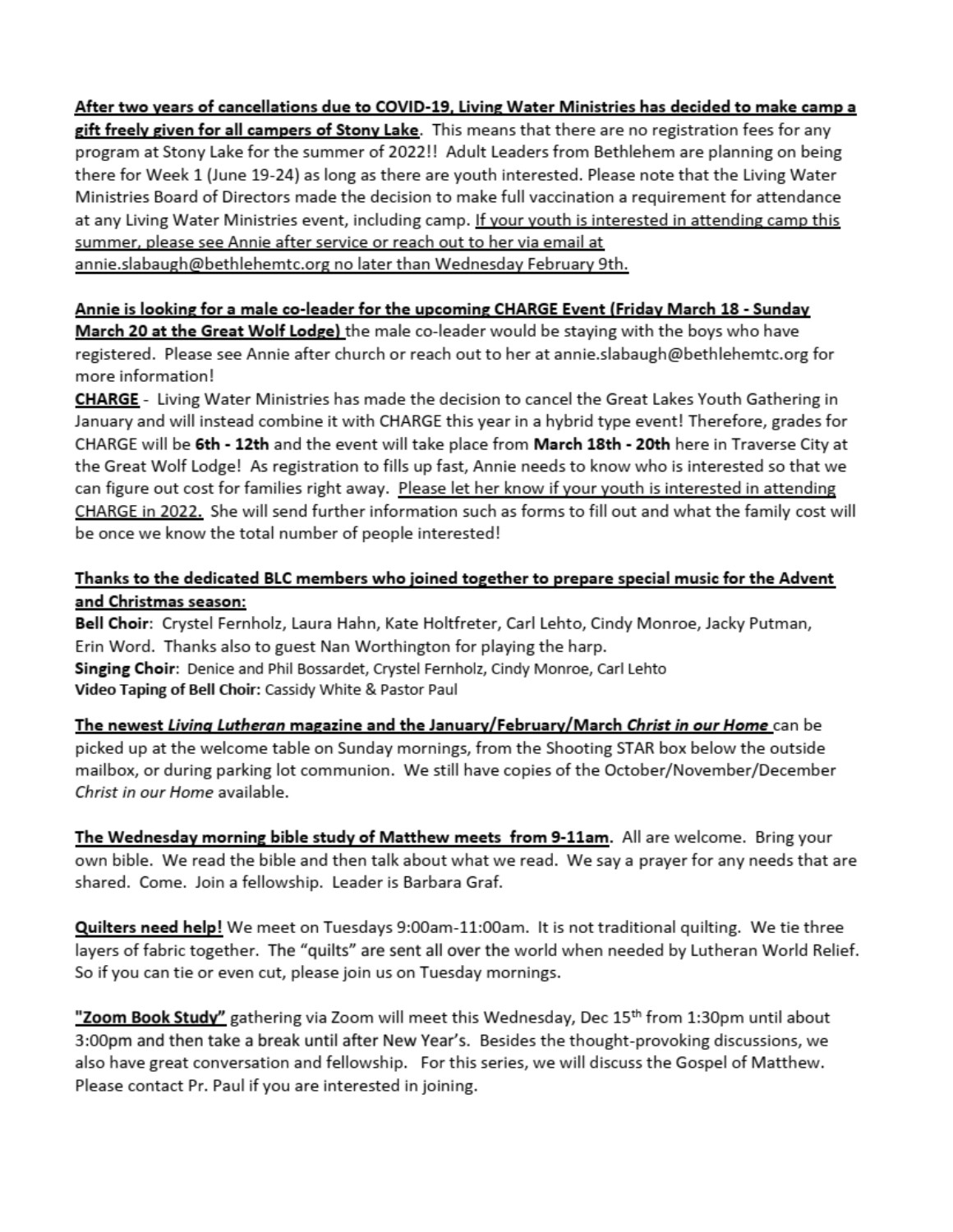**After two years of cancellations due to COVID-19, Living Water Ministries has decided to make camp a gift freely given for all campers of Stony Lake**. This means that there are no registration fees for any program at Stony Lake for the summer of 2022!! Adult Leaders from Bethlehem are planning on being there for Week 1 (June 19-24) as long as there are youth interested. Please note that the Living Water Ministries Board of Directors made the decision to make full vaccination a requirement for attendance at any Living Water Ministries event, including camp. If your youth is interested in attending camp this summer, please see Annie after service or reach out to her via email at annie.slabaugh@bethlehemtc.org no later than Wednesday February 9th.

**Annie is looking for a male co-leader for the upcoming CHARGE Event (Friday March 18 - Sunday March 20 at the Great Wolf Lodge)** the male co-leader would be staying with the boys who have registered. Please see Annie after church or reach out to her at annie.slabaugh@bethlehemtc.org for more information!

**CHARGE** - Living Water Ministries has made the decision to cancel the Great Lakes Youth Gathering in January and will instead combine it with CHARGE this year in a hybrid type event! Therefore, grades for CHARGE will be **6th - 12th** and the event will take place from **March 18th - 20th** here in Traverse City at the Great Wolf Lodge! As registration to fills up fast, Annie needs to know who is interested so that we can figure out cost for families right away. Please let her know if your youth is interested in attending CHARGE in 2022. She will send further information such as forms to fill out and what the family cost will be once we know the total number of people interested!

**Thanks to the dedicated BLC members who joined together to prepare special music for the Advent and Christmas season:**

**Bell Choir**: Crystel Fernholz, Laura Hahn, Kate Holtfreter, Carl Lehto, Cindy Monroe, Jacky Putman, Erin Word. Thanks also to guest Nan Worthington for playing the harp.

**Singing Choir**: Denice and Phil Bossardet, Crystel Fernholz, Cindy Monroe, Carl Lehto

**Video Taping of Bell Choir:** Cassidy White & Pastor Paul

**The newest *Living Lutheran* magazine and the January/February/March *Christ in our Home*** can be picked up at the welcome table on Sunday mornings, from the Shooting STAR box below the outside mailbox, or during parking lot communion. We still have copies of the October/November/December *Christ in our Home* available.

**The Wednesday morning bible study of Matthew meets from 9-11am.** All are welcome. Bring your own bible. We read the bible and then talk about what we read. We say a prayer for any needs that are shared. Come. Join a fellowship. Leader is Barbara Graf.

**Quilters need help!** We meet on Tuesdays 9:00am-11:00am. It is not traditional quilting. We tie three layers of fabric together. The "quilts" are sent all over the world when needed by Lutheran World Relief. So if you can tie or even cut, please join us on Tuesday mornings.

**"Zoom Book Study"** gathering via Zoom will meet this Wednesday, Dec 15th from 1:30pm until about 3:00pm and then take a break until after New Year's. Besides the thought-provoking discussions, we also have great conversation and fellowship. For this series, we will discuss the Gospel of Matthew. Please contact Pr. Paul if you are interested in joining.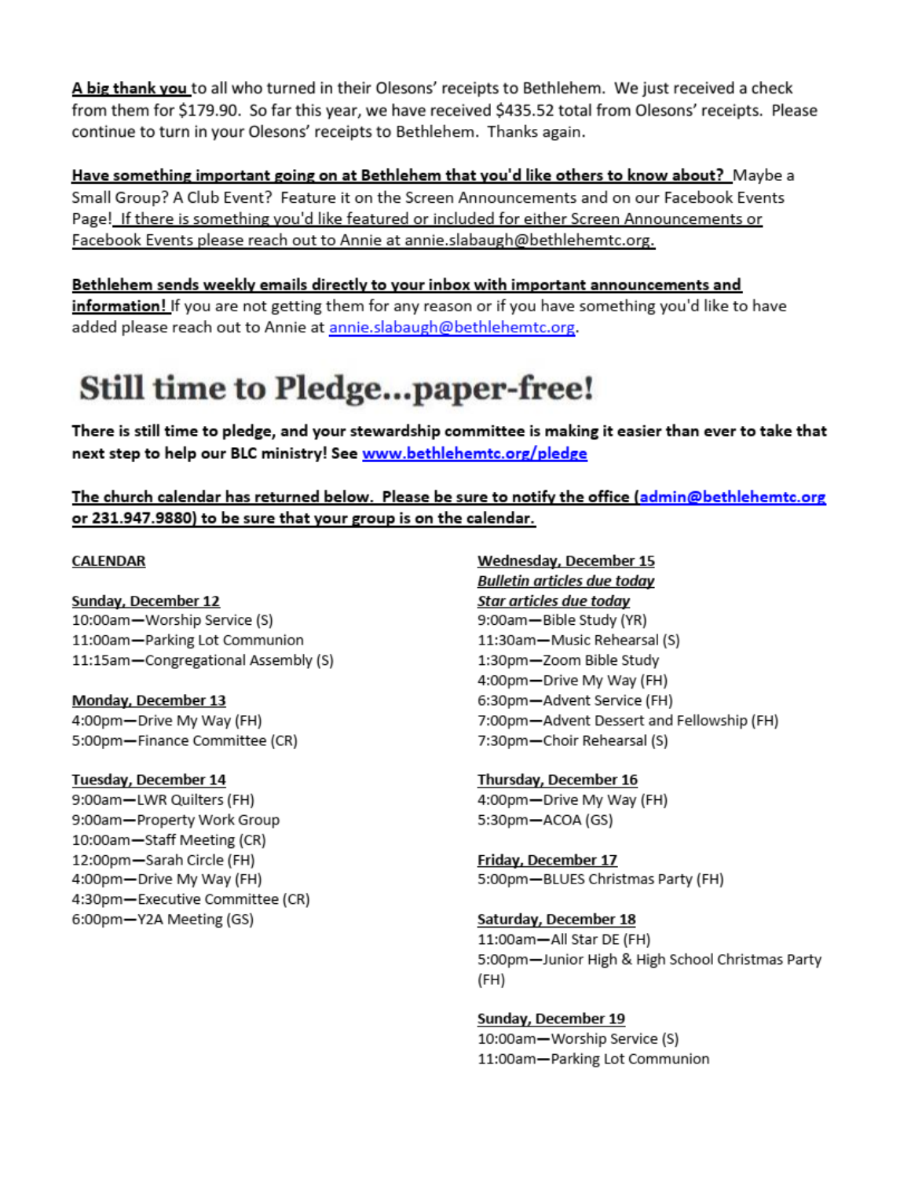**A big thank you** to all who turned in their Olesons' receipts to Bethlehem. We just received a check from them for $179.90. So far this year, we have received $435.52 total from Olesons' receipts. Please continue to turn in your Olesons' receipts to Bethlehem. Thanks again.

**Have something important going on at Bethlehem that you'd like others to know about?** Maybe a Small Group? A Club Event? Feature it on the Screen Announcements and on our Facebook Events Page! If there is something you'd like featured or included for either Screen Announcements or Facebook Events please reach out to Annie at annie.slabaugh@bethlehemtc.org.

**Bethlehem sends weekly emails directly to your inbox with important announcements and information!** If you are not getting them for any reason or if you have something you'd like to have added please reach out to Annie at annie.slabaugh@bethlehemtc.org.

# Still time to Pledge...paper-free!

**There is still time to pledge, and your stewardship committee is making it easier than ever to take that next step to help our BLC ministry! See www.bethlehemtc.org/pledge**

**The church calendar has returned below. Please be sure to notify the office (admin@bethlehemtc.org or 231.947.9880) to be sure that your group is on the calendar.**

**CALENDAR**

**Sunday, December 12**
10:00am—Worship Service (S)
11:00am—Parking Lot Communion
11:15am—Congregational Assembly (S)

**Monday, December 13**
4:00pm—Drive My Way (FH)
5:00pm—Finance Committee (CR)

**Tuesday, December 14**
9:00am—LWR Quilters (FH)
9:00am—Property Work Group
10:00am—Staff Meeting (CR)
12:00pm—Sarah Circle (FH)
4:00pm—Drive My Way (FH)
4:30pm—Executive Committee (CR)
6:00pm—Y2A Meeting (GS)

**Wednesday, December 15**
***Bulletin articles due today***
***Star articles due today***
9:00am—Bible Study (YR)
11:30am—Music Rehearsal (S)
1:30pm—Zoom Bible Study
4:00pm—Drive My Way (FH)
6:30pm—Advent Service (FH)
7:00pm—Advent Dessert and Fellowship (FH)
7:30pm—Choir Rehearsal (S)

**Thursday, December 16**
4:00pm—Drive My Way (FH)
5:30pm—ACOA (GS)

**Friday, December 17**
5:00pm—BLUES Christmas Party (FH)

**Saturday, December 18**
11:00am—All Star DE (FH)
5:00pm—Junior High & High School Christmas Party (FH)

**Sunday, December 19**
10:00am—Worship Service (S)
11:00am—Parking Lot Communion